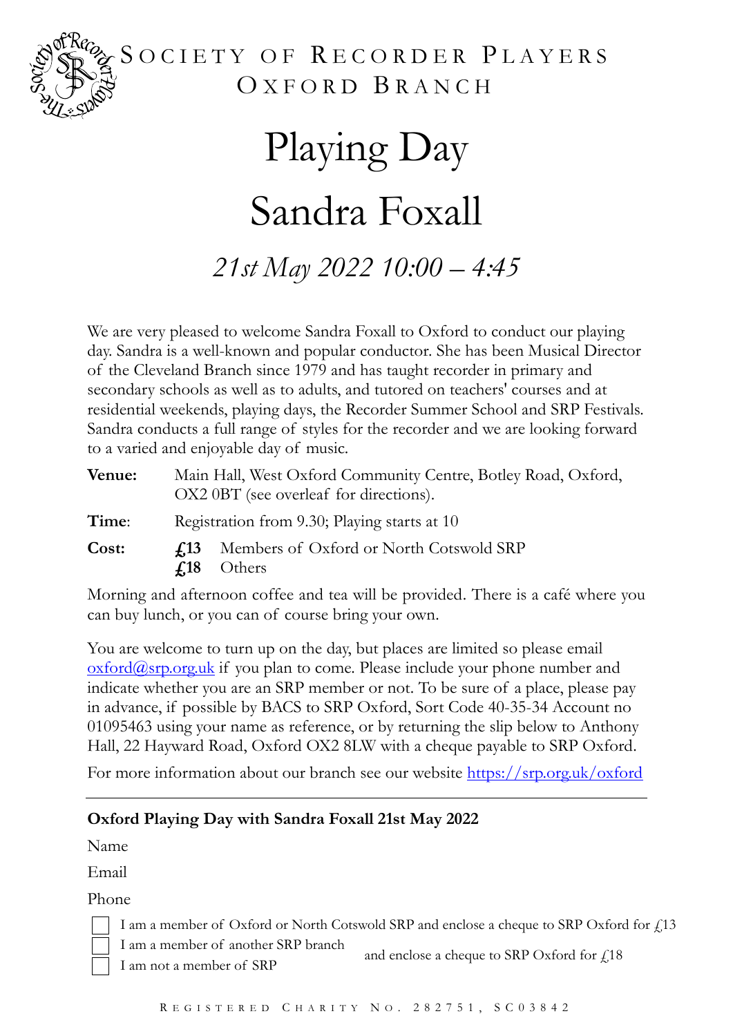# Society of Recorder Players
## Oxford Branch

# Playing Day

# Sandra Foxall

## *21st May 2022 10:00 – 4:45*

We are very pleased to welcome Sandra Foxall to Oxford to conduct our playing day. Sandra is a well-known and popular conductor. She has been Musical Director of the Cleveland Branch since 1979 and has taught recorder in primary and secondary schools as well as to adults, and tutored on teachers' courses and at residential weekends, playing days, the Recorder Summer School and SRP Festivals. Sandra conducts a full range of styles for the recorder and we are looking forward to a varied and enjoyable day of music.

**Venue:** Main Hall, West Oxford Community Centre, Botley Road, Oxford, OX2 0BT (see overleaf for directions).

**Time**: Registration from 9.30; Playing starts at 10

**Cost:** **£13** Members of Oxford or North Cotswold SRP
**£18** Others

Morning and afternoon coffee and tea will be provided. There is a café where you can buy lunch, or you can of course bring your own.

You are welcome to turn up on the day, but places are limited so please email oxford@srp.org.uk if you plan to come. Please include your phone number and indicate whether you are an SRP member or not. To be sure of a place, please pay in advance, if possible by BACS to SRP Oxford, Sort Code 40-35-34 Account no 01095463 using your name as reference, or by returning the slip below to Anthony Hall, 22 Hayward Road, Oxford OX2 8LW with a cheque payable to SRP Oxford.

For more information about our branch see our website https://srp.org.uk/oxford

---

**Oxford Playing Day with Sandra Foxall 21st May 2022**

Name

Email

Phone

- ☐ I am a member of Oxford or North Cotswold SRP and enclose a cheque to SRP Oxford for £13
- ☐ I am a member of another SRP branch
- ☐ I am not a member of SRP

and enclose a cheque to SRP Oxford for £18

Registered Charity No. 282751, SC038842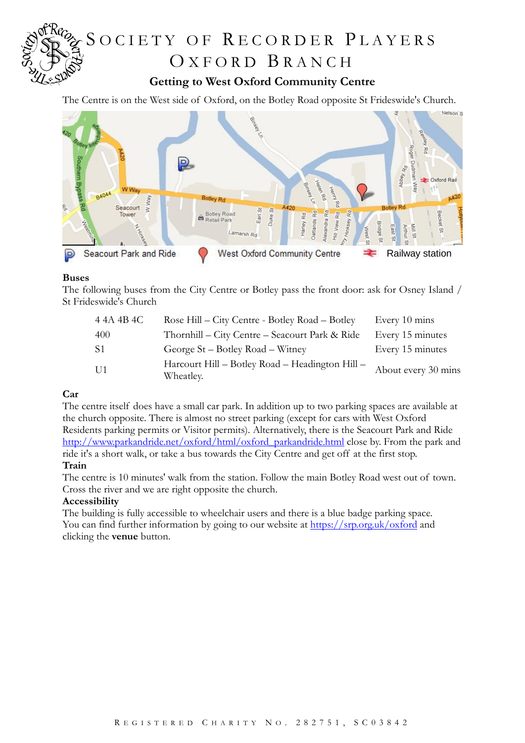# Society of Recorder Players
# Oxford Branch

## Getting to West Oxford Community Centre

The Centre is on the West side of Oxford, on the Botley Road opposite St Frideswide's Church.

Seacourt Park and Ride

West Oxford Community Centre

Railway station

**Buses**

The following buses from the City Centre or Botley pass the front door: ask for Osney Island / St Frideswide's Church

| | | |
|---|---|---|
| 4 4A 4B 4C | Rose Hill – City Centre - Botley Road – Botley | Every 10 mins |
| 400 | Thornhill – City Centre – Seacourt Park & Ride | Every 15 minutes |
| S1 | George St – Botley Road – Witney | Every 15 minutes |
| U1 | Harcourt Hill – Botley Road – Headington Hill – Wheatley. | About every 30 mins |

**Car**

The centre itself does have a small car park. In addition up to two parking spaces are available at the church opposite. There is almost no street parking (except for cars with West Oxford Residents parking permits or Visitor permits). Alternatively, there is the Seacourt Park and Ride http://www.parkandride.net/oxford/html/oxford_parkandride.html close by. From the park and ride it's a short walk, or take a bus towards the City Centre and get off at the first stop.

**Train**

The centre is 10 minutes' walk from the station. Follow the main Botley Road west out of town. Cross the river and we are right opposite the church.

**Accessibility**

The building is fully accessible to wheelchair users and there is a blue badge parking space. You can find further information by going to our website at https://srp.org.uk/oxford and clicking the **venue** button.

Registered Charity No. 282751, SC038842